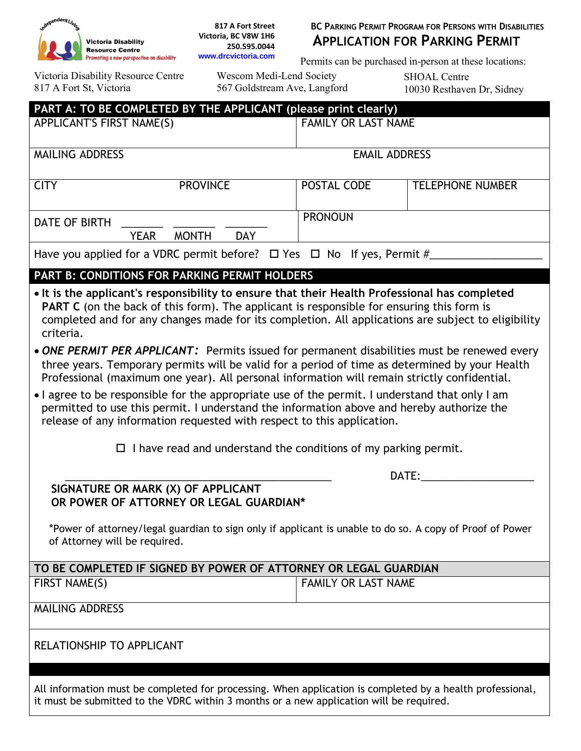Victoria Disability Resource Centre
Promoting a new perspective on disability

817 A Fort Street
Victoria, BC V8W 1H6
250.595.0044
www.drcvictoria.com

BC PARKING PERMIT PROGRAM FOR PERSONS WITH DISABILITIES

# APPLICATION FOR PARKING PERMIT

Permits can be purchased in-person at these locations:

| Victoria Disability Resource Centre | Wescom Medi-Lend Society | SHOAL Centre |
| --- | --- | --- |
| 817 A Fort St, Victoria | 567 Goldstream Ave, Langford | 10030 Resthaven Dr, Sidney |

## PART A: TO BE COMPLETED BY THE APPLICANT (please print clearly)

| APPLICANT'S FIRST NAME(S) | | FAMILY OR LAST NAME | |
| --- | --- | --- | --- |
| MAILING ADDRESS | | EMAIL ADDRESS | |
| CITY | PROVINCE | POSTAL CODE | TELEPHONE NUMBER |
| DATE OF BIRTH _______ _______ _______ (YEAR MONTH DAY) | | PRONOUN | |

Have you applied for a VDRC permit before? ☐ Yes ☐ No If yes, Permit #__________________

## PART B: CONDITIONS FOR PARKING PERMIT HOLDERS

- **It is the applicant's responsibility to ensure that their Health Professional has completed PART C** (on the back of this form). The applicant is responsible for ensuring this form is completed and for any changes made for its completion. All applications are subject to eligibility criteria.
- ***ONE PERMIT PER APPLICANT:*** Permits issued for permanent disabilities must be renewed every three years. Temporary permits will be valid for a period of time as determined by your Health Professional (maximum one year). All personal information will remain strictly confidential.
- I agree to be responsible for the appropriate use of the permit. I understand that only I am permitted to use this permit. I understand the information above and hereby authorize the release of any information requested with respect to this application.

☐ I have read and understand the conditions of my parking permit.

_____________________________________________ DATE:___________________

**SIGNATURE OR MARK (X) OF APPLICANT**
**OR POWER OF ATTORNEY OR LEGAL GUARDIAN***

*Power of attorney/legal guardian to sign only if applicant is unable to do so. A copy of Proof of Power of Attorney will be required.

## TO BE COMPLETED IF SIGNED BY POWER OF ATTORNEY OR LEGAL GUARDIAN

| FIRST NAME(S) | FAMILY OR LAST NAME |
| --- | --- |
| MAILING ADDRESS | |
| RELATIONSHIP TO APPLICANT | |

All information must be completed for processing. When application is completed by a health professional, it must be submitted to the VDRC within 3 months or a new application will be required.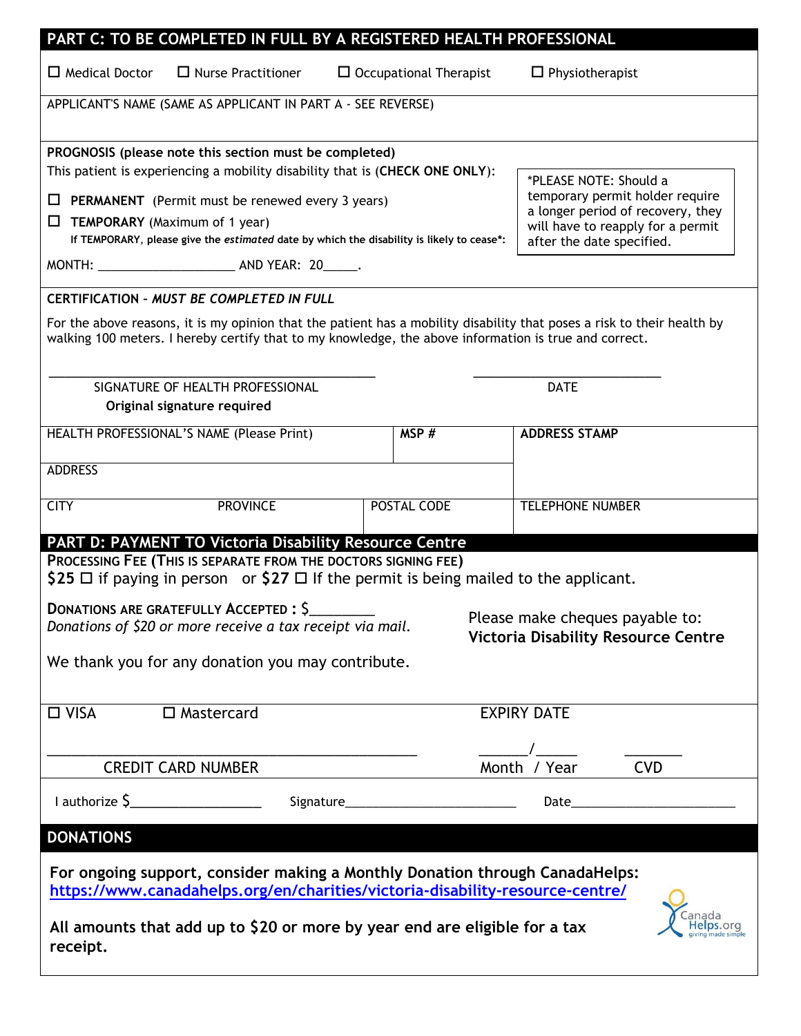## PART C: TO BE COMPLETED IN FULL BY A REGISTERED HEALTH PROFESSIONAL

☐ Medical Doctor ☐ Nurse Practitioner ☐ Occupational Therapist ☐ Physiotherapist

APPLICANT'S NAME (SAME AS APPLICANT IN PART A - SEE REVERSE)

**PROGNOSIS (please note this section must be completed)**

This patient is experiencing a mobility disability that is (**CHECK ONE ONLY**):

☐ **PERMANENT** (Permit must be renewed every 3 years)

☐ **TEMPORARY** (Maximum of 1 year)

**If TEMPORARY, please give the *estimated* date by which the disability is likely to cease*:**

MONTH: ____________________ AND YEAR: 20_____.

*PLEASE NOTE: Should a temporary permit holder require a longer period of recovery, they will have to reapply for a permit after the date specified.

**CERTIFICATION – *MUST BE COMPLETED IN FULL***

For the above reasons, it is my opinion that the patient has a mobility disability that poses a risk to their health by walking 100 meters. I hereby certify that to my knowledge, the above information is true and correct.

______________________________ ______________________________

SIGNATURE OF HEALTH PROFESSIONAL DATE

**Original signature required**

| | | |
|---|---|---|
| HEALTH PROFESSIONAL'S NAME (Please Print) | **MSP #** | **ADDRESS STAMP** |
| ADDRESS | | |
| CITY PROVINCE | POSTAL CODE | TELEPHONE NUMBER |

## PART D: PAYMENT TO Victoria Disability Resource Centre

**PROCESSING FEE (THIS IS SEPARATE FROM THE DOCTORS SIGNING FEE)**

**$25** ☐ if paying in person or **$27** ☐ If the permit is being mailed to the applicant.

**DONATIONS ARE GRATEFULLY ACCEPTED :** $_________

*Donations of $20 or more receive a tax receipt via mail.*

Please make cheques payable to: **Victoria Disability Resource Centre**

We thank you for any donation you may contribute.

☐ VISA ☐ Mastercard EXPIRY DATE

__________________________________________ ______/_____ ________

CREDIT CARD NUMBER Month / Year CVD

I authorize $__________________ Signature________________________ Date________________________

## DONATIONS

**For ongoing support, consider making a Monthly Donation through CanadaHelps:**
**https://www.canadahelps.org/en/charities/victoria-disability-resource-centre/**

**All amounts that add up to $20 or more by year end are eligible for a tax receipt.**

Canada Helps.org giving made simple